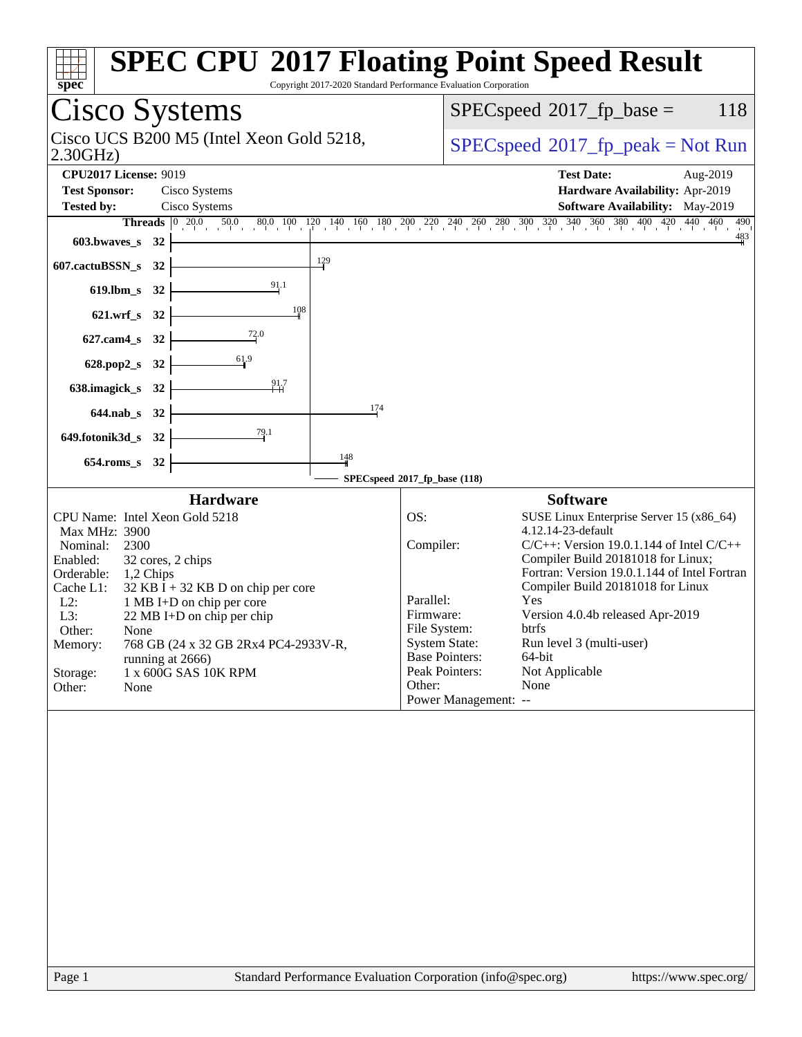# SPEC CPU 2017 Floating Point Speed Result

Copyright 2017-2020 Standard Performance Evaluation Corporation

## Cisco Systems

Cisco UCS B200 M5 (Intel Xeon Gold 5218, 2.30GHz)

SPECspeed 2017_fp_base = 118

SPECspeed 2017_fp_peak = Not Run

**CPU2017 License:** 9019
**Test Sponsor:** Cisco Systems
**Tested by:** Cisco Systems

**Test Date:** Aug-2019
**Hardware Availability:** Apr-2019
**Software Availability:** May-2019

| Benchmark | Threads | SPECspeed 2017_fp_base |
|---|---|---|
| 603.bwaves_s | 32 | 483 |
| 607.cactuBSSN_s | 32 | 129 |
| 619.lbm_s | 32 | 91.1 |
| 621.wrf_s | 32 | 108 |
| 627.cam4_s | 32 | 72.0 |
| 628.pop2_s | 32 | 61.9 |
| 638.imagick_s | 32 | 91.7 |
| 644.nab_s | 32 | 174 |
| 649.fotonik3d_s | 32 | 79.1 |
| 654.roms_s | 32 | 148 |

SPECspeed 2017_fp_base (118)

### Hardware

| | |
|---|---|
| CPU Name: | Intel Xeon Gold 5218 |
| Max MHz: | 3900 |
| Nominal: | 2300 |
| Enabled: | 32 cores, 2 chips |
| Orderable: | 1,2 Chips |
| Cache L1: | 32 KB I + 32 KB D on chip per core |
| L2: | 1 MB I+D on chip per core |
| L3: | 22 MB I+D on chip per chip |
| Other: | None |
| Memory: | 768 GB (24 x 32 GB 2Rx4 PC4-2933V-R, running at 2666) |
| Storage: | 1 x 600G SAS 10K RPM |
| Other: | None |

### Software

| | |
|---|---|
| OS: | SUSE Linux Enterprise Server 15 (x86_64) 4.12.14-23-default |
| Compiler: | C/C++: Version 19.0.1.144 of Intel C/C++ Compiler Build 20181018 for Linux; Fortran: Version 19.0.1.144 of Intel Fortran Compiler Build 20181018 for Linux |
| Parallel: | Yes |
| Firmware: | Version 4.0.4b released Apr-2019 |
| File System: | btrfs |
| System State: | Run level 3 (multi-user) |
| Base Pointers: | 64-bit |
| Peak Pointers: | Not Applicable |
| Other: | None |
| Power Management: | -- |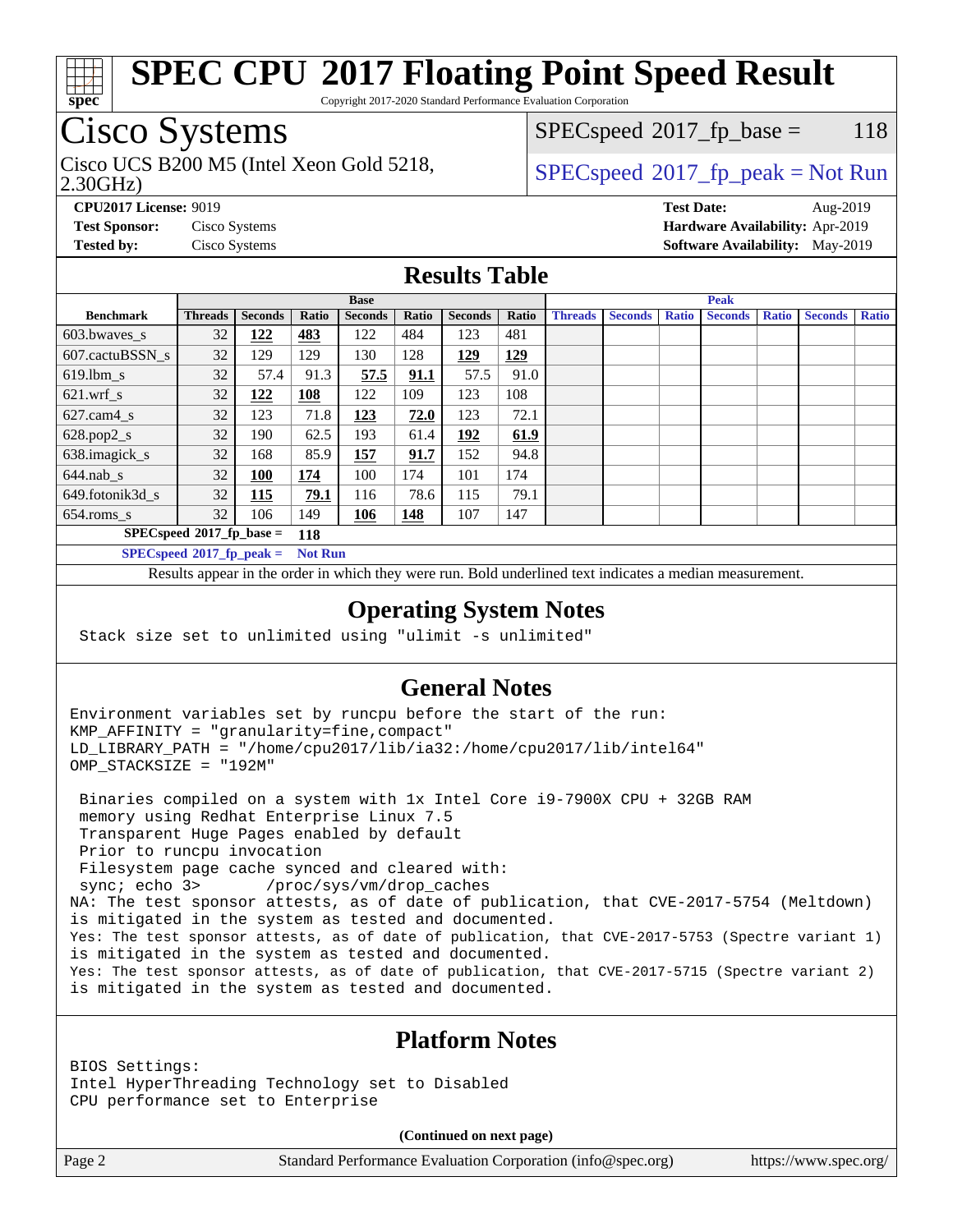# SPEC CPU 2017 Floating Point Speed Result

Copyright 2017-2020 Standard Performance Evaluation Corporation

## Cisco Systems

Cisco UCS B200 M5 (Intel Xeon Gold 5218, 2.30GHz)

SPECspeed 2017_fp_base = 118

SPECspeed 2017_fp_peak = Not Run

**CPU2017 License:** 9019
**Test Sponsor:** Cisco Systems
**Tested by:** Cisco Systems

**Test Date:** Aug-2019
**Hardware Availability:** Apr-2019
**Software Availability:** May-2019

## Results Table

| Benchmark | Base | | | | | | | Peak | | | | | | |
|---|---|---|---|---|---|---|---|---|---|---|---|---|---|---|
| | Threads | Seconds | Ratio | Seconds | Ratio | Seconds | Ratio | Threads | Seconds | Ratio | Seconds | Ratio | Seconds | Ratio |
| 603.bwaves_s | 32 | **122** | **483** | 122 | 484 | 123 | 481 | | | | | | | |
| 607.cactuBSSN_s | 32 | 129 | 129 | 130 | 128 | **129** | **129** | | | | | | | |
| 619.lbm_s | 32 | 57.4 | 91.3 | **57.5** | **91.1** | 57.5 | 91.0 | | | | | | | |
| 621.wrf_s | 32 | **122** | **108** | 122 | 109 | 123 | 108 | | | | | | | |
| 627.cam4_s | 32 | 123 | 71.8 | **123** | **72.0** | 123 | 72.1 | | | | | | | |
| 628.pop2_s | 32 | 190 | 62.5 | 193 | 61.4 | **192** | **61.9** | | | | | | | |
| 638.imagick_s | 32 | 168 | 85.9 | **157** | **91.7** | 152 | 94.8 | | | | | | | |
| 644.nab_s | 32 | **100** | **174** | 100 | 174 | 101 | 174 | | | | | | | |
| 649.fotonik3d_s | 32 | **115** | **79.1** | 116 | 78.6 | 115 | 79.1 | | | | | | | |
| 654.roms_s | 32 | 106 | 149 | **106** | **148** | 107 | 147 | | | | | | | |

**SPECspeed 2017_fp_base = 118**

**SPECspeed 2017_fp_peak = Not Run**

Results appear in the order in which they were run. Bold underlined text indicates a median measurement.

## Operating System Notes

```
Stack size set to unlimited using "ulimit -s unlimited"
```

## General Notes

```
Environment variables set by runcpu before the start of the run:
KMP_AFFINITY = "granularity=fine,compact"
LD_LIBRARY_PATH = "/home/cpu2017/lib/ia32:/home/cpu2017/lib/intel64"
OMP_STACKSIZE = "192M"

 Binaries compiled on a system with 1x Intel Core i9-7900X CPU + 32GB RAM
 memory using Redhat Enterprise Linux 7.5
 Transparent Huge Pages enabled by default
 Prior to runcpu invocation
 Filesystem page cache synced and cleared with:
 sync; echo 3>       /proc/sys/vm/drop_caches
NA: The test sponsor attests, as of date of publication, that CVE-2017-5754 (Meltdown)
is mitigated in the system as tested and documented.
Yes: The test sponsor attests, as of date of publication, that CVE-2017-5753 (Spectre variant 1)
is mitigated in the system as tested and documented.
Yes: The test sponsor attests, as of date of publication, that CVE-2017-5715 (Spectre variant 2)
is mitigated in the system as tested and documented.
```

## Platform Notes

```
BIOS Settings:
Intel HyperThreading Technology set to Disabled
CPU performance set to Enterprise
```

**(Continued on next page)**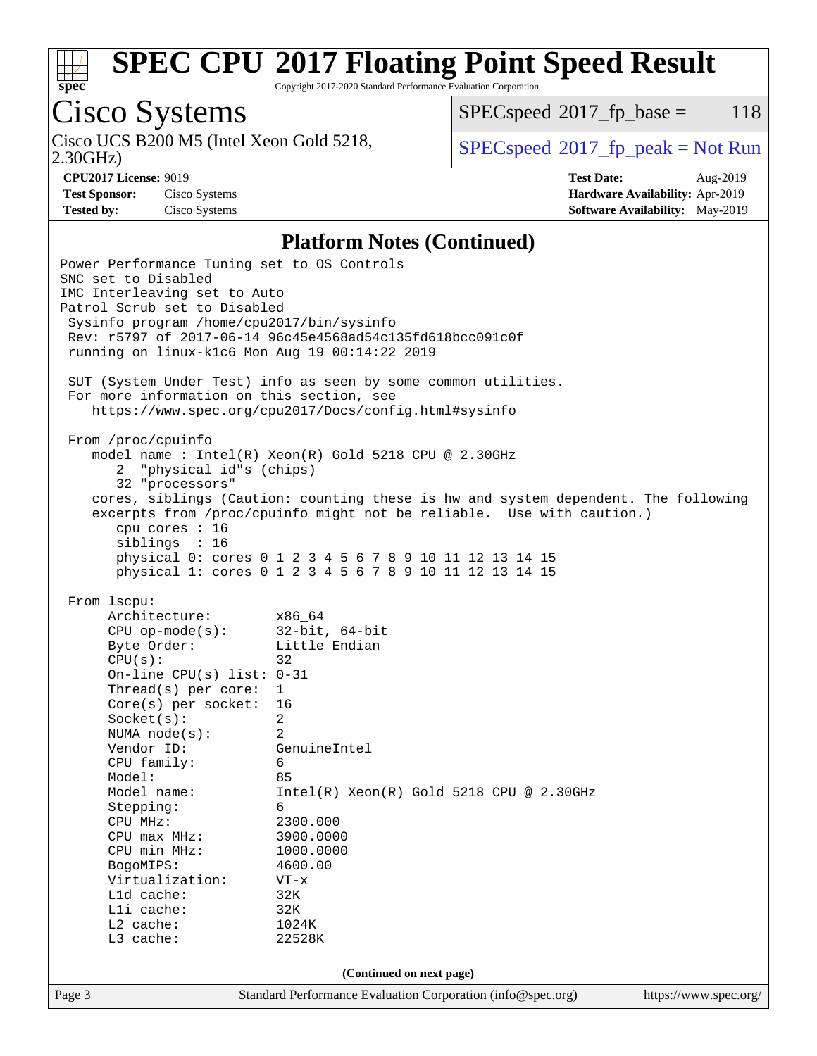## Platform Notes (Continued)

```
Power Performance Tuning set to OS Controls
SNC set to Disabled
IMC Interleaving set to Auto
Patrol Scrub set to Disabled
 Sysinfo program /home/cpu2017/bin/sysinfo
 Rev: r5797 of 2017-06-14 96c45e4568ad54c135fd618bcc091c0f
 running on linux-k1c6 Mon Aug 19 00:14:22 2019

 SUT (System Under Test) info as seen by some common utilities.
 For more information on this section, see
    https://www.spec.org/cpu2017/Docs/config.html#sysinfo

 From /proc/cpuinfo
    model name : Intel(R) Xeon(R) Gold 5218 CPU @ 2.30GHz
       2  "physical id"s (chips)
       32 "processors"
    cores, siblings (Caution: counting these is hw and system dependent. The following
    excerpts from /proc/cpuinfo might not be reliable.  Use with caution.)
       cpu cores : 16
       siblings  : 16
       physical 0: cores 0 1 2 3 4 5 6 7 8 9 10 11 12 13 14 15
       physical 1: cores 0 1 2 3 4 5 6 7 8 9 10 11 12 13 14 15

 From lscpu:
      Architecture:        x86_64
      CPU op-mode(s):      32-bit, 64-bit
      Byte Order:          Little Endian
      CPU(s):              32
      On-line CPU(s) list: 0-31
      Thread(s) per core:  1
      Core(s) per socket:  16
      Socket(s):           2
      NUMA node(s):        2
      Vendor ID:           GenuineIntel
      CPU family:          6
      Model:               85
      Model name:          Intel(R) Xeon(R) Gold 5218 CPU @ 2.30GHz
      Stepping:            6
      CPU MHz:             2300.000
      CPU max MHz:         3900.0000
      CPU min MHz:         1000.0000
      BogoMIPS:            4600.00
      Virtualization:      VT-x
      L1d cache:           32K
      L1i cache:           32K
      L2 cache:            1024K
      L3 cache:            22528K
```

(Continued on next page)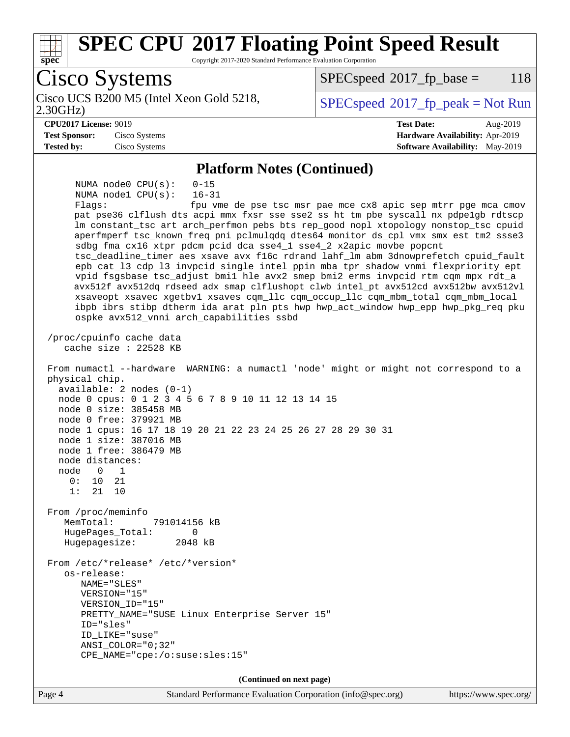## Platform Notes (Continued)

```
     NUMA node0 CPU(s):   0-15
     NUMA node1 CPU(s):   16-31
     Flags:               fpu vme de pse tsc msr pae mce cx8 apic sep mtrr pge mca cmov
     pat pse36 clflush dts acpi mmx fxsr sse sse2 ss ht tm pbe syscall nx pdpe1gb rdtscp
     lm constant_tsc art arch_perfmon pebs bts rep_good nopl xtopology nonstop_tsc cpuid
     aperfmperf tsc_known_freq pni pclmulqdq dtes64 monitor ds_cpl vmx smx est tm2 ssse3
     sdbg fma cx16 xtpr pdcm pcid dca sse4_1 sse4_2 x2apic movbe popcnt
     tsc_deadline_timer aes xsave avx f16c rdrand lahf_lm abm 3dnowprefetch cpuid_fault
     epb cat_l3 cdp_l3 invpcid_single intel_ppin mba tpr_shadow vnmi flexpriority ept
     vpid fsgsbase tsc_adjust bmi1 hle avx2 smep bmi2 erms invpcid rtm cqm mpx rdt_a
     avx512f avx512dq rdseed adx smap clflushopt clwb intel_pt avx512cd avx512bw avx512vl
     xsaveopt xsavec xgetbv1 xsaves cqm_llc cqm_occup_llc cqm_mbm_total cqm_mbm_local
     ibpb ibrs stibp dtherm ida arat pln pts hwp hwp_act_window hwp_epp hwp_pkg_req pku
     ospke avx512_vnni arch_capabilities ssbd

 /proc/cpuinfo cache data
    cache size : 22528 KB

 From numactl --hardware  WARNING: a numactl 'node' might or might not correspond to a
 physical chip.
   available: 2 nodes (0-1)
   node 0 cpus: 0 1 2 3 4 5 6 7 8 9 10 11 12 13 14 15
   node 0 size: 385458 MB
   node 0 free: 379921 MB
   node 1 cpus: 16 17 18 19 20 21 22 23 24 25 26 27 28 29 30 31
   node 1 size: 387016 MB
   node 1 free: 386479 MB
   node distances:
   node   0   1
     0:  10  21
     1:  21  10

 From /proc/meminfo
    MemTotal:       791014156 kB
    HugePages_Total:       0
    Hugepagesize:       2048 kB

 From /etc/*release* /etc/*version*
    os-release:
       NAME="SLES"
       VERSION="15"
       VERSION_ID="15"
       PRETTY_NAME="SUSE Linux Enterprise Server 15"
       ID="sles"
       ID_LIKE="suse"
       ANSI_COLOR="0;32"
       CPE_NAME="cpe:/o:suse:sles:15"
```

**(Continued on next page)**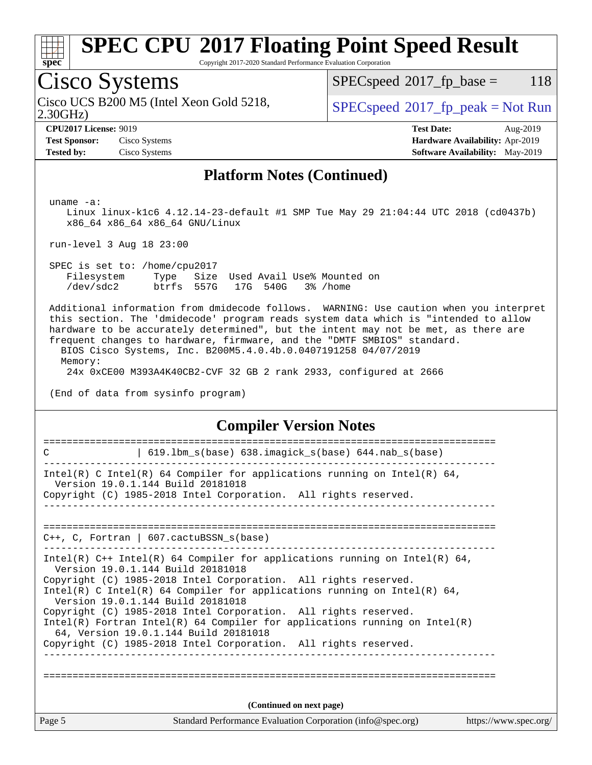# SPEC CPU 2017 Floating Point Speed Result

Copyright 2017-2020 Standard Performance Evaluation Corporation

## Cisco Systems

Cisco UCS B200 M5 (Intel Xeon Gold 5218, 2.30GHz)

SPECspeed 2017_fp_base = 118

SPECspeed 2017_fp_peak = Not Run

**CPU2017 License:** 9019
**Test Sponsor:** Cisco Systems
**Tested by:** Cisco Systems

**Test Date:** Aug-2019
**Hardware Availability:** Apr-2019
**Software Availability:** May-2019

### Platform Notes (Continued)

```
uname -a:
   Linux linux-k1c6 4.12.14-23-default #1 SMP Tue May 29 21:04:44 UTC 2018 (cd0437b)
   x86_64 x86_64 x86_64 GNU/Linux

run-level 3 Aug 18 23:00

SPEC is set to: /home/cpu2017
   Filesystem     Type   Size  Used Avail Use% Mounted on
   /dev/sdc2      btrfs  557G   17G  540G   3% /home

Additional information from dmidecode follows.  WARNING: Use caution when you interpret
this section. The 'dmidecode' program reads system data which is "intended to allow
hardware to be accurately determined", but the intent may not be met, as there are
frequent changes to hardware, firmware, and the "DMTF SMBIOS" standard.
  BIOS Cisco Systems, Inc. B200M5.4.0.4b.0.0407191258 04/07/2019
  Memory:
   24x 0xCE00 M393A4K40CB2-CVF 32 GB 2 rank 2933, configured at 2666

(End of data from sysinfo program)
```

### Compiler Version Notes

```
==============================================================================
C               | 619.lbm_s(base) 638.imagick_s(base) 644.nab_s(base)
------------------------------------------------------------------------------
Intel(R) C Intel(R) 64 Compiler for applications running on Intel(R) 64,
  Version 19.0.1.144 Build 20181018
Copyright (C) 1985-2018 Intel Corporation.  All rights reserved.
------------------------------------------------------------------------------

==============================================================================
C++, C, Fortran | 607.cactuBSSN_s(base)
------------------------------------------------------------------------------
Intel(R) C++ Intel(R) 64 Compiler for applications running on Intel(R) 64,
  Version 19.0.1.144 Build 20181018
Copyright (C) 1985-2018 Intel Corporation.  All rights reserved.
Intel(R) C Intel(R) 64 Compiler for applications running on Intel(R) 64,
  Version 19.0.1.144 Build 20181018
Copyright (C) 1985-2018 Intel Corporation.  All rights reserved.
Intel(R) Fortran Intel(R) 64 Compiler for applications running on Intel(R)
  64, Version 19.0.1.144 Build 20181018
Copyright (C) 1985-2018 Intel Corporation.  All rights reserved.
------------------------------------------------------------------------------

==============================================================================
```

(Continued on next page)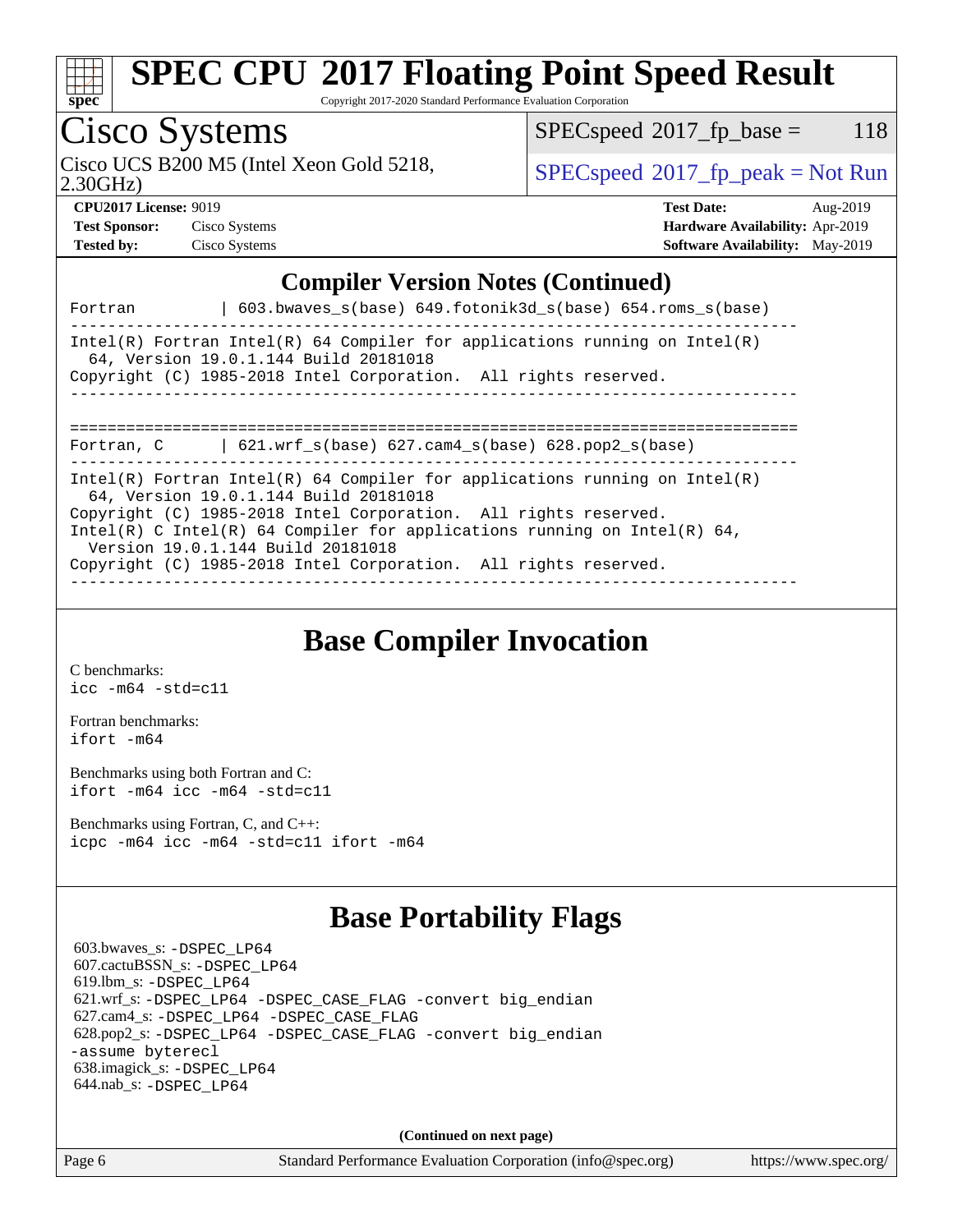## Compiler Version Notes (Continued)

```
Fortran         | 603.bwaves_s(base) 649.fotonik3d_s(base) 654.roms_s(base)
------------------------------------------------------------------------------
Intel(R) Fortran Intel(R) 64 Compiler for applications running on Intel(R)
  64, Version 19.0.1.144 Build 20181018
Copyright (C) 1985-2018 Intel Corporation.  All rights reserved.
------------------------------------------------------------------------------

==============================================================================
Fortran, C      | 621.wrf_s(base) 627.cam4_s(base) 628.pop2_s(base)
------------------------------------------------------------------------------
Intel(R) Fortran Intel(R) 64 Compiler for applications running on Intel(R)
  64, Version 19.0.1.144 Build 20181018
Copyright (C) 1985-2018 Intel Corporation.  All rights reserved.
Intel(R) C Intel(R) 64 Compiler for applications running on Intel(R) 64,
  Version 19.0.1.144 Build 20181018
Copyright (C) 1985-2018 Intel Corporation.  All rights reserved.
------------------------------------------------------------------------------
```

## Base Compiler Invocation

C benchmarks:
icc -m64 -std=c11

Fortran benchmarks:
ifort -m64

Benchmarks using both Fortran and C:
ifort -m64 icc -m64 -std=c11

Benchmarks using Fortran, C, and C++:
icpc -m64 icc -m64 -std=c11 ifort -m64

## Base Portability Flags

603.bwaves_s: -DSPEC_LP64
607.cactuBSSN_s: -DSPEC_LP64
619.lbm_s: -DSPEC_LP64
621.wrf_s: -DSPEC_LP64 -DSPEC_CASE_FLAG -convert big_endian
627.cam4_s: -DSPEC_LP64 -DSPEC_CASE_FLAG
628.pop2_s: -DSPEC_LP64 -DSPEC_CASE_FLAG -convert big_endian -assume byterecl
638.imagick_s: -DSPEC_LP64
644.nab_s: -DSPEC_LP64

**(Continued on next page)**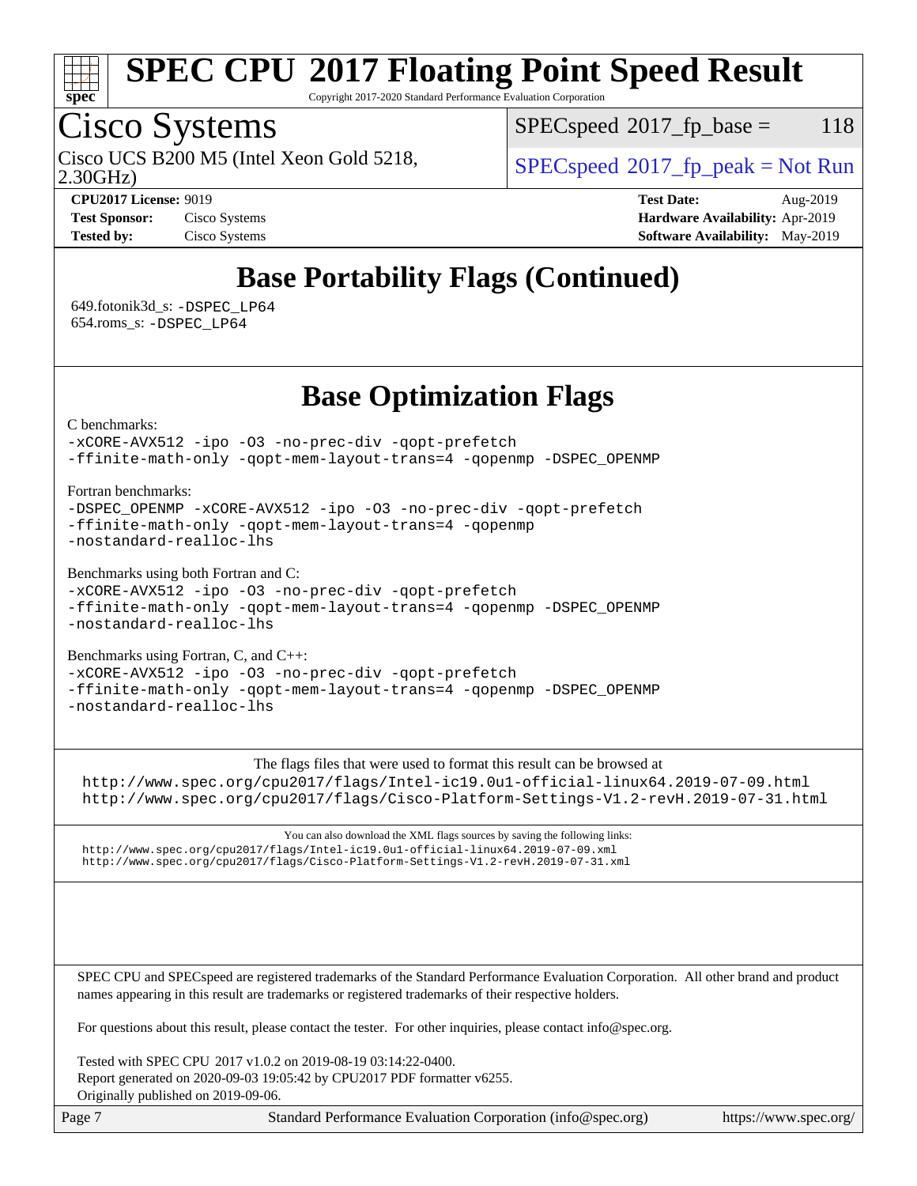# Base Portability Flags (Continued)

649.fotonik3d_s: -DSPEC_LP64
654.roms_s: -DSPEC_LP64

# Base Optimization Flags

C benchmarks:
-xCORE-AVX512 -ipo -O3 -no-prec-div -qopt-prefetch
-ffinite-math-only -qopt-mem-layout-trans=4 -qopenmp -DSPEC_OPENMP

Fortran benchmarks:
-DSPEC_OPENMP -xCORE-AVX512 -ipo -O3 -no-prec-div -qopt-prefetch
-ffinite-math-only -qopt-mem-layout-trans=4 -qopenmp
-nostandard-realloc-lhs

Benchmarks using both Fortran and C:
-xCORE-AVX512 -ipo -O3 -no-prec-div -qopt-prefetch
-ffinite-math-only -qopt-mem-layout-trans=4 -qopenmp -DSPEC_OPENMP
-nostandard-realloc-lhs

Benchmarks using Fortran, C, and C++:
-xCORE-AVX512 -ipo -O3 -no-prec-div -qopt-prefetch
-ffinite-math-only -qopt-mem-layout-trans=4 -qopenmp -DSPEC_OPENMP
-nostandard-realloc-lhs

The flags files that were used to format this result can be browsed at
http://www.spec.org/cpu2017/flags/Intel-ic19.0u1-official-linux64.2019-07-09.html
http://www.spec.org/cpu2017/flags/Cisco-Platform-Settings-V1.2-revH.2019-07-31.html

You can also download the XML flags sources by saving the following links:
http://www.spec.org/cpu2017/flags/Intel-ic19.0u1-official-linux64.2019-07-09.xml
http://www.spec.org/cpu2017/flags/Cisco-Platform-Settings-V1.2-revH.2019-07-31.xml

SPEC CPU and SPECspeed are registered trademarks of the Standard Performance Evaluation Corporation. All other brand and product names appearing in this result are trademarks or registered trademarks of their respective holders.

For questions about this result, please contact the tester. For other inquiries, please contact info@spec.org.

Tested with SPEC CPU 2017 v1.0.2 on 2019-08-19 03:14:22-0400.
Report generated on 2020-09-03 19:05:42 by CPU2017 PDF formatter v6255.
Originally published on 2019-09-06.